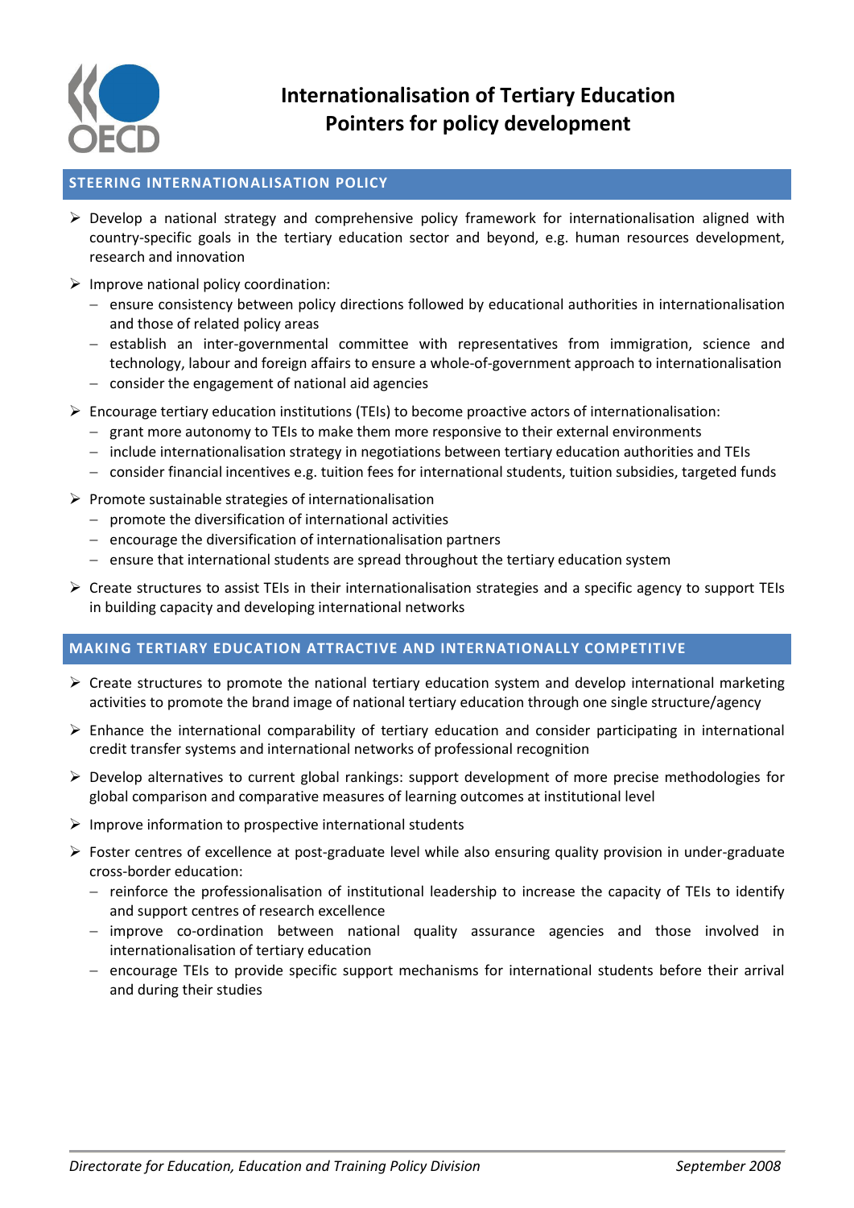# Internationalisation of Tertiary Education
## Pointers for policy development

### STEERING INTERNATIONALISATION POLICY

- Develop a national strategy and comprehensive policy framework for internationalisation aligned with country-specific goals in the tertiary education sector and beyond, e.g. human resources development, research and innovation
- Improve national policy coordination:
  - ensure consistency between policy directions followed by educational authorities in internationalisation and those of related policy areas
  - establish an inter-governmental committee with representatives from immigration, science and technology, labour and foreign affairs to ensure a whole-of-government approach to internationalisation
  - consider the engagement of national aid agencies
- Encourage tertiary education institutions (TEIs) to become proactive actors of internationalisation:
  - grant more autonomy to TEIs to make them more responsive to their external environments
  - include internationalisation strategy in negotiations between tertiary education authorities and TEIs
  - consider financial incentives e.g. tuition fees for international students, tuition subsidies, targeted funds
- Promote sustainable strategies of internationalisation
  - promote the diversification of international activities
  - encourage the diversification of internationalisation partners
  - ensure that international students are spread throughout the tertiary education system
- Create structures to assist TEIs in their internationalisation strategies and a specific agency to support TEIs in building capacity and developing international networks

### MAKING TERTIARY EDUCATION ATTRACTIVE AND INTERNATIONALLY COMPETITIVE

- Create structures to promote the national tertiary education system and develop international marketing activities to promote the brand image of national tertiary education through one single structure/agency
- Enhance the international comparability of tertiary education and consider participating in international credit transfer systems and international networks of professional recognition
- Develop alternatives to current global rankings: support development of more precise methodologies for global comparison and comparative measures of learning outcomes at institutional level
- Improve information to prospective international students
- Foster centres of excellence at post-graduate level while also ensuring quality provision in under-graduate cross-border education:
  - reinforce the professionalisation of institutional leadership to increase the capacity of TEIs to identify and support centres of research excellence
  - improve co-ordination between national quality assurance agencies and those involved in internationalisation of tertiary education
  - encourage TEIs to provide specific support mechanisms for international students before their arrival and during their studies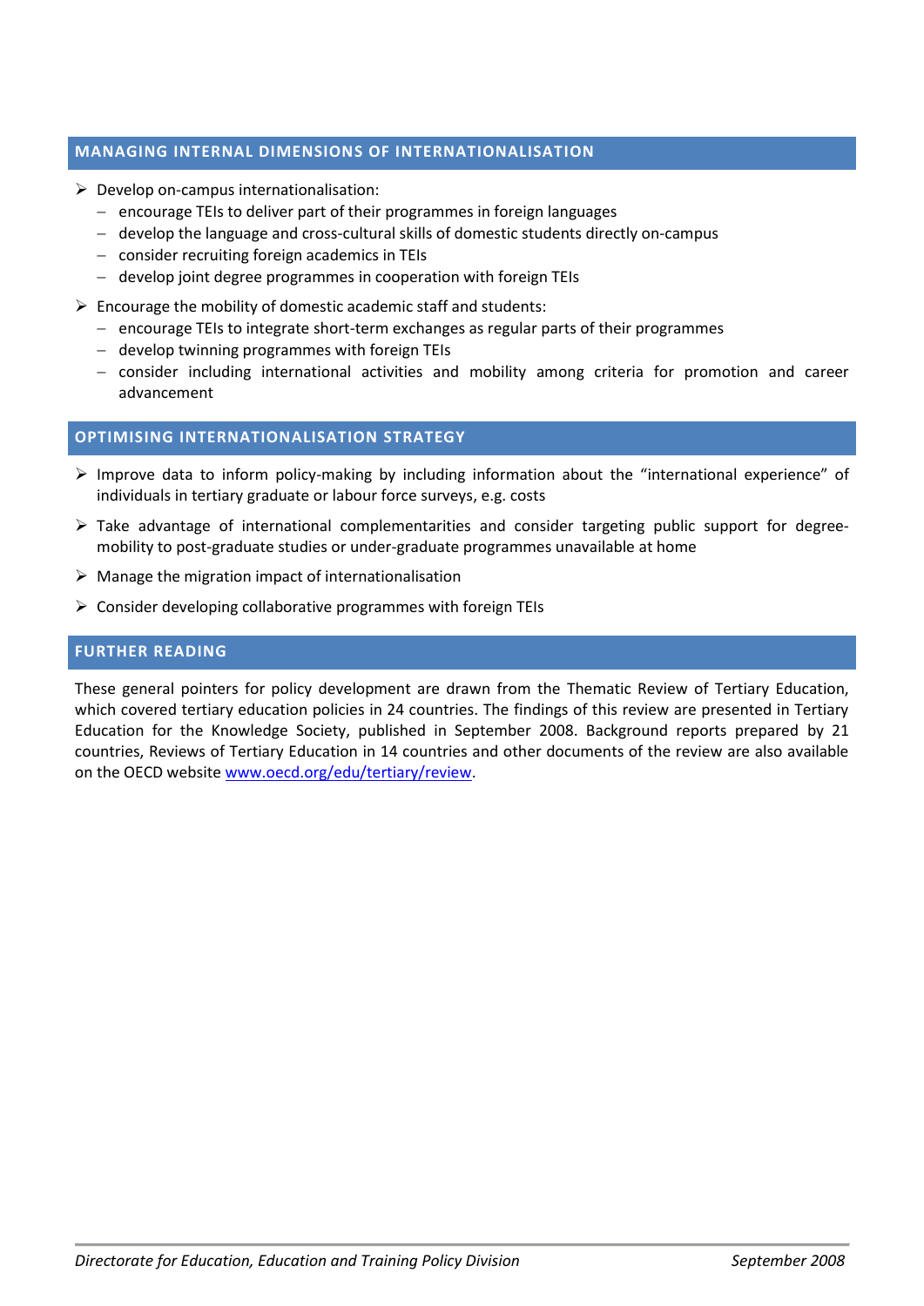## MANAGING INTERNAL DIMENSIONS OF INTERNATIONALISATION

- Develop on-campus internationalisation:
  - encourage TEIs to deliver part of their programmes in foreign languages
  - develop the language and cross-cultural skills of domestic students directly on-campus
  - consider recruiting foreign academics in TEIs
  - develop joint degree programmes in cooperation with foreign TEIs
- Encourage the mobility of domestic academic staff and students:
  - encourage TEIs to integrate short-term exchanges as regular parts of their programmes
  - develop twinning programmes with foreign TEIs
  - consider including international activities and mobility among criteria for promotion and career advancement

## OPTIMISING INTERNATIONALISATION STRATEGY

- Improve data to inform policy-making by including information about the "international experience" of individuals in tertiary graduate or labour force surveys, e.g. costs
- Take advantage of international complementarities and consider targeting public support for degree-mobility to post-graduate studies or under-graduate programmes unavailable at home
- Manage the migration impact of internationalisation
- Consider developing collaborative programmes with foreign TEIs

## FURTHER READING

These general pointers for policy development are drawn from the Thematic Review of Tertiary Education, which covered tertiary education policies in 24 countries. The findings of this review are presented in Tertiary Education for the Knowledge Society, published in September 2008. Background reports prepared by 21 countries, Reviews of Tertiary Education in 14 countries and other documents of the review are also available on the OECD website www.oecd.org/edu/tertiary/review.